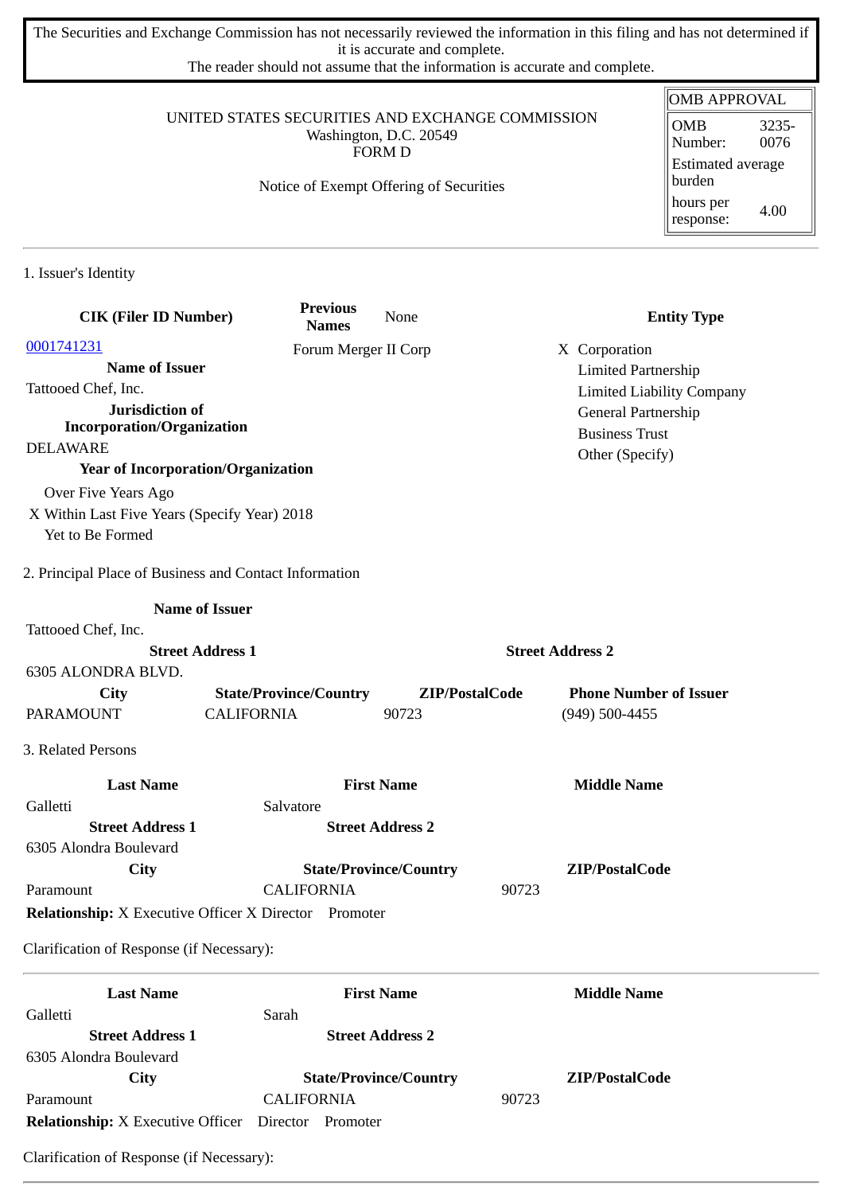The Securities and Exchange Commission has not necessarily reviewed the information in this filing and has not determined if it is accurate and complete.
The reader should not assume that the information is accurate and complete.

| OMB APPROVAL | |
|---|---|
| OMB Number: | 3235-0076 |
| Estimated average burden | |
| hours per response: | 4.00 |

UNITED STATES SECURITIES AND EXCHANGE COMMISSION
Washington, D.C. 20549
FORM D

Notice of Exempt Offering of Securities

## 1. Issuer's Identity

| CIK (Filer ID Number) | Previous Names | Entity Type |
|---|---|---|
| 0001741231 | None | X Corporation |
| | Forum Merger II Corp | Limited Partnership |
| | | Limited Liability Company |
| | | General Partnership |
| | | Business Trust |
| | | Other (Specify) |

**Name of Issuer**
Tattooed Chef, Inc.

**Jurisdiction of Incorporation/Organization**
DELAWARE

**Year of Incorporation/Organization**
Over Five Years Ago
X Within Last Five Years (Specify Year) 2018
Yet to Be Formed

## 2. Principal Place of Business and Contact Information

**Name of Issuer**
Tattooed Chef, Inc.

| Street Address 1 | Street Address 2 |
|---|---|
| 6305 ALONDRA BLVD. | |

| City | State/Province/Country | ZIP/PostalCode | Phone Number of Issuer |
|---|---|---|---|
| PARAMOUNT | CALIFORNIA | 90723 | (949) 500-4455 |

## 3. Related Persons

| Last Name | First Name | Middle Name |
|---|---|---|
| Galletti | Salvatore | |

| Street Address 1 | Street Address 2 |
|---|---|
| 6305 Alondra Boulevard | |

| City | State/Province/Country | ZIP/PostalCode |
|---|---|---|
| Paramount | CALIFORNIA | 90723 |

**Relationship:** X Executive Officer X Director Promoter

Clarification of Response (if Necessary):

---

| Last Name | First Name | Middle Name |
|---|---|---|
| Galletti | Sarah | |

| Street Address 1 | Street Address 2 |
|---|---|
| 6305 Alondra Boulevard | |

| City | State/Province/Country | ZIP/PostalCode |
|---|---|---|
| Paramount | CALIFORNIA | 90723 |

**Relationship:** X Executive Officer Director Promoter

Clarification of Response (if Necessary):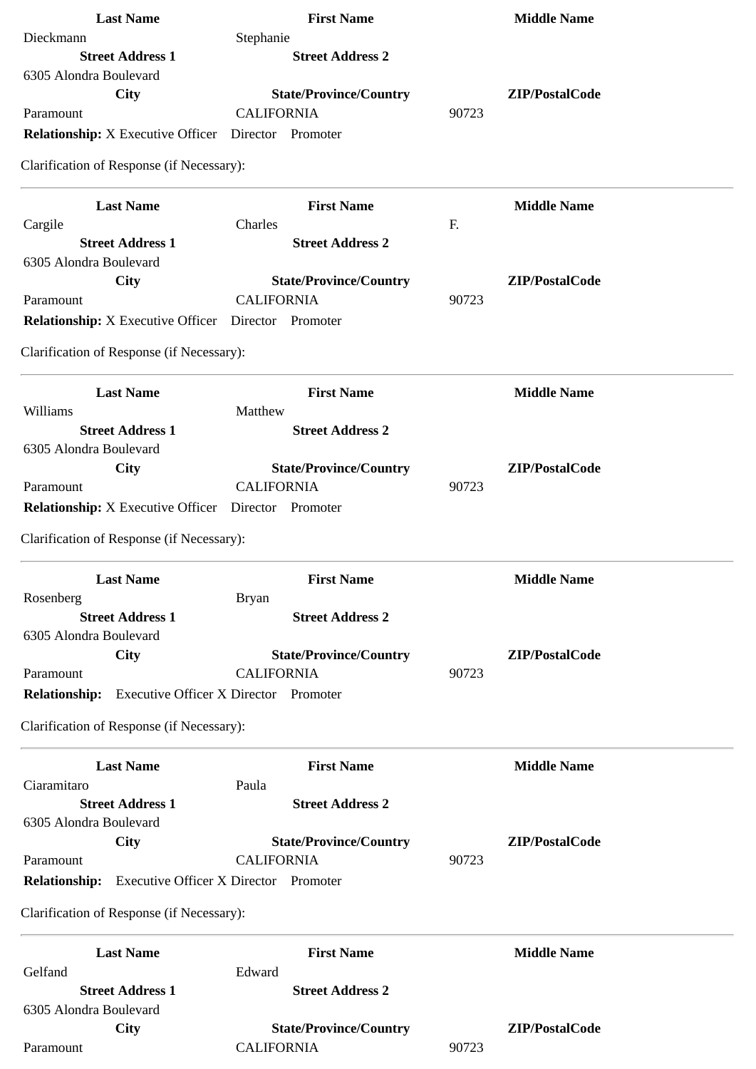| Last Name | First Name | Middle Name |
| --- | --- | --- |
| Dieckmann | Stephanie | |
| **Street Address 1** | **Street Address 2** | |
| 6305 Alondra Boulevard | | |
| **City** | **State/Province/Country** | **ZIP/PostalCode** |
| Paramount | CALIFORNIA | 90723 |

**Relationship:** X Executive Officer  Director  Promoter

Clarification of Response (if Necessary):

---

| Last Name | First Name | Middle Name |
| --- | --- | --- |
| Cargile | Charles | F. |
| **Street Address 1** | **Street Address 2** | |
| 6305 Alondra Boulevard | | |
| **City** | **State/Province/Country** | **ZIP/PostalCode** |
| Paramount | CALIFORNIA | 90723 |

**Relationship:** X Executive Officer  Director  Promoter

Clarification of Response (if Necessary):

---

| Last Name | First Name | Middle Name |
| --- | --- | --- |
| Williams | Matthew | |
| **Street Address 1** | **Street Address 2** | |
| 6305 Alondra Boulevard | | |
| **City** | **State/Province/Country** | **ZIP/PostalCode** |
| Paramount | CALIFORNIA | 90723 |

**Relationship:** X Executive Officer  Director  Promoter

Clarification of Response (if Necessary):

---

| Last Name | First Name | Middle Name |
| --- | --- | --- |
| Rosenberg | Bryan | |
| **Street Address 1** | **Street Address 2** | |
| 6305 Alondra Boulevard | | |
| **City** | **State/Province/Country** | **ZIP/PostalCode** |
| Paramount | CALIFORNIA | 90723 |

**Relationship:**  Executive Officer X Director  Promoter

Clarification of Response (if Necessary):

---

| Last Name | First Name | Middle Name |
| --- | --- | --- |
| Ciaramitaro | Paula | |
| **Street Address 1** | **Street Address 2** | |
| 6305 Alondra Boulevard | | |
| **City** | **State/Province/Country** | **ZIP/PostalCode** |
| Paramount | CALIFORNIA | 90723 |

**Relationship:**  Executive Officer X Director  Promoter

Clarification of Response (if Necessary):

---

| Last Name | First Name | Middle Name |
| --- | --- | --- |
| Gelfand | Edward | |
| **Street Address 1** | **Street Address 2** | |
| 6305 Alondra Boulevard | | |
| **City** | **State/Province/Country** | **ZIP/PostalCode** |
| Paramount | CALIFORNIA | 90723 |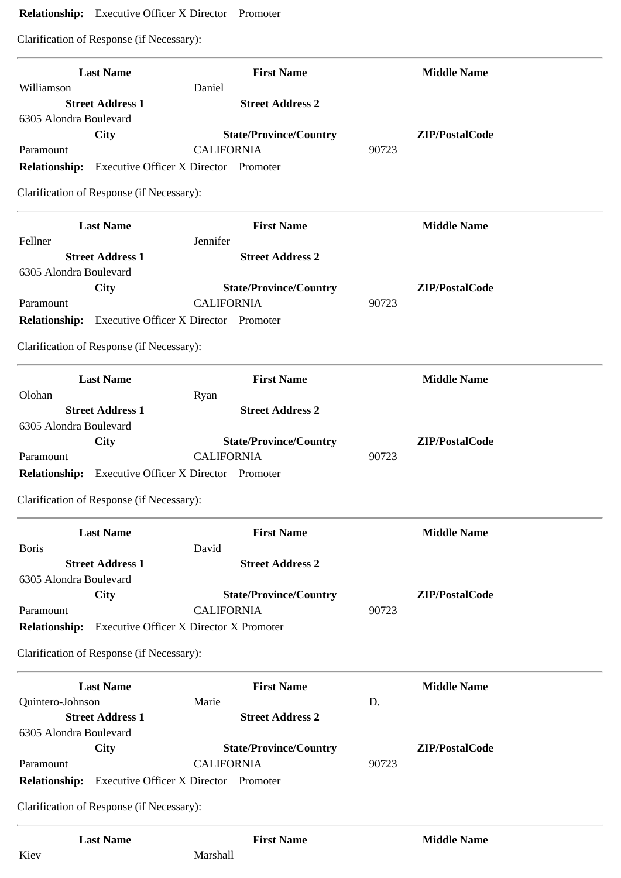**Relationship:** Executive Officer X Director Promoter

Clarification of Response (if Necessary):

---

| Last Name | First Name | Middle Name |
|---|---|---|
| Williamson | Daniel | |
| **Street Address 1** | **Street Address 2** | |
| 6305 Alondra Boulevard | | |
| **City** | **State/Province/Country** | **ZIP/PostalCode** |
| Paramount | CALIFORNIA | 90723 |

**Relationship:** Executive Officer X Director Promoter

Clarification of Response (if Necessary):

---

| Last Name | First Name | Middle Name |
|---|---|---|
| Fellner | Jennifer | |
| **Street Address 1** | **Street Address 2** | |
| 6305 Alondra Boulevard | | |
| **City** | **State/Province/Country** | **ZIP/PostalCode** |
| Paramount | CALIFORNIA | 90723 |

**Relationship:** Executive Officer X Director Promoter

Clarification of Response (if Necessary):

---

| Last Name | First Name | Middle Name |
|---|---|---|
| Olohan | Ryan | |
| **Street Address 1** | **Street Address 2** | |
| 6305 Alondra Boulevard | | |
| **City** | **State/Province/Country** | **ZIP/PostalCode** |
| Paramount | CALIFORNIA | 90723 |

**Relationship:** Executive Officer X Director Promoter

Clarification of Response (if Necessary):

---

| Last Name | First Name | Middle Name |
|---|---|---|
| Boris | David | |
| **Street Address 1** | **Street Address 2** | |
| 6305 Alondra Boulevard | | |
| **City** | **State/Province/Country** | **ZIP/PostalCode** |
| Paramount | CALIFORNIA | 90723 |

**Relationship:** Executive Officer X Director X Promoter

Clarification of Response (if Necessary):

---

| Last Name | First Name | Middle Name |
|---|---|---|
| Quintero-Johnson | Marie | D. |
| **Street Address 1** | **Street Address 2** | |
| 6305 Alondra Boulevard | | |
| **City** | **State/Province/Country** | **ZIP/PostalCode** |
| Paramount | CALIFORNIA | 90723 |

**Relationship:** Executive Officer X Director Promoter

Clarification of Response (if Necessary):

---

| Last Name | First Name | Middle Name |
|---|---|---|
| Kiev | Marshall | |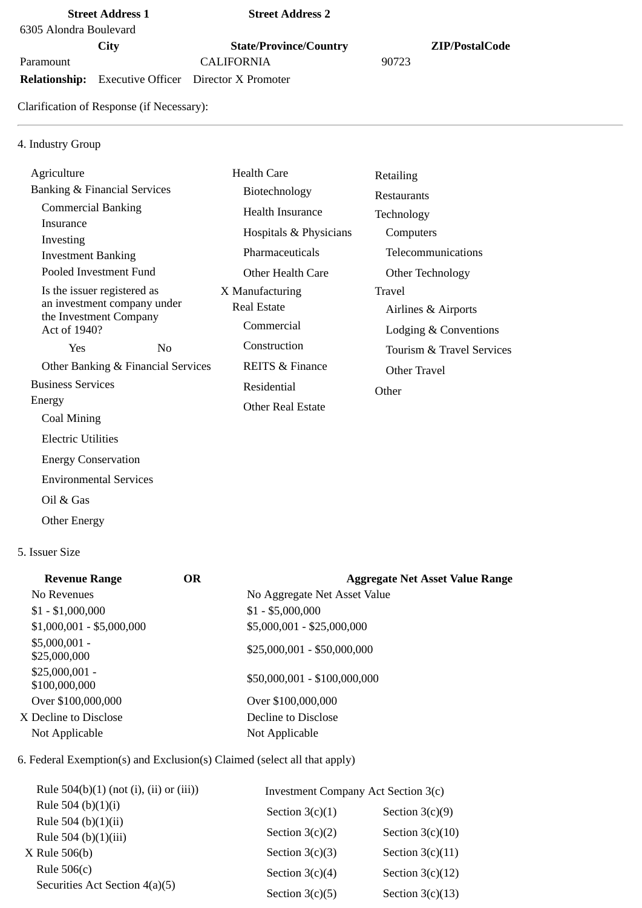| Street Address 1 | Street Address 2 |
|---|---|
| 6305 Alondra Boulevard | |

| City | State/Province/Country | ZIP/PostalCode |
|---|---|---|
| Paramount | CALIFORNIA | 90723 |

**Relationship:** Executive Officer Director X Promoter

Clarification of Response (if Necessary):

---

4. Industry Group

Agriculture
Banking & Financial Services
  Commercial Banking
  Insurance
  Investing
  Investment Banking
  Pooled Investment Fund
  Is the issuer registered as an investment company under the Investment Company Act of 1940?
    Yes No
  Other Banking & Financial Services
Business Services
Energy
  Coal Mining
  Electric Utilities
  Energy Conservation
  Environmental Services
  Oil & Gas
  Other Energy

Health Care
  Biotechnology
  Health Insurance
  Hospitals & Physicians
  Pharmaceuticals
  Other Health Care
X Manufacturing
Real Estate
  Commercial
  Construction
  REITS & Finance
  Residential
  Other Real Estate

Retailing
Restaurants
Technology
  Computers
  Telecommunications
  Other Technology
Travel
  Airlines & Airports
  Lodging & Conventions
  Tourism & Travel Services
  Other Travel
Other

5. Issuer Size

| Revenue Range | OR | Aggregate Net Asset Value Range |
|---|---|---|
| No Revenues | | No Aggregate Net Asset Value |
| $1 - $1,000,000 | | $1 - $5,000,000 |
| $1,000,001 - $5,000,000 | | $5,000,001 - $25,000,000 |
| $5,000,001 - $25,000,000 | | $25,000,001 - $50,000,000 |
| $25,000,001 - $100,000,000 | | $50,000,001 - $100,000,000 |
| Over $100,000,000 | | Over $100,000,000 |
| X Decline to Disclose | | Decline to Disclose |
| Not Applicable | | Not Applicable |

6. Federal Exemption(s) and Exclusion(s) Claimed (select all that apply)

Rule 504(b)(1) (not (i), (ii) or (iii))
Rule 504 (b)(1)(i)
Rule 504 (b)(1)(ii)
Rule 504 (b)(1)(iii)
X Rule 506(b)
Rule 506(c)
Securities Act Section 4(a)(5)

Investment Company Act Section 3(c)

| | |
|---|---|
| Section 3(c)(1) | Section 3(c)(9) |
| Section 3(c)(2) | Section 3(c)(10) |
| Section 3(c)(3) | Section 3(c)(11) |
| Section 3(c)(4) | Section 3(c)(12) |
| Section 3(c)(5) | Section 3(c)(13) |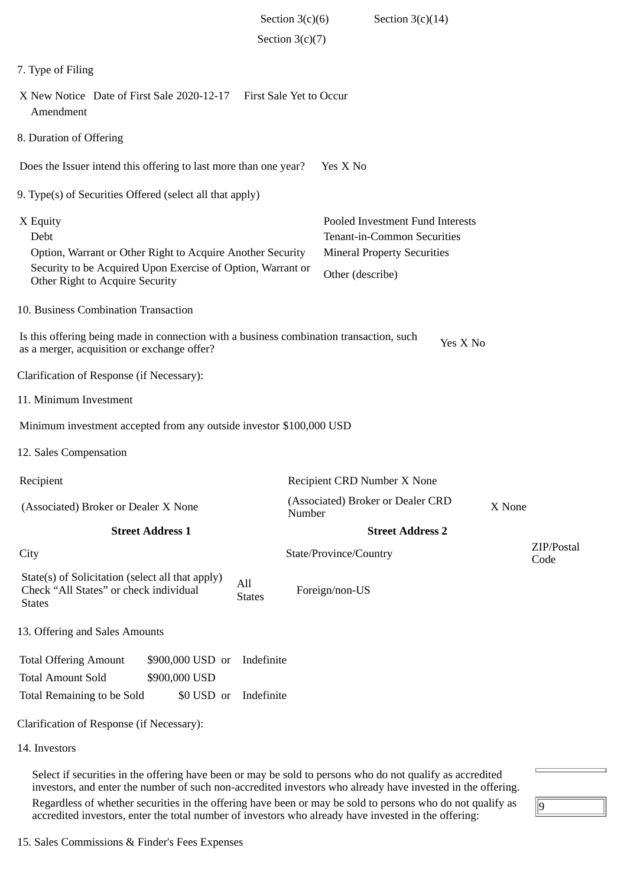Section 3(c)(6) Section 3(c)(14)

Section 3(c)(7)

7. Type of Filing

X New Notice Date of First Sale 2020-12-17 First Sale Yet to Occur
Amendment

8. Duration of Offering

Does the Issuer intend this offering to last more than one year? Yes X No

9. Type(s) of Securities Offered (select all that apply)

| | |
|---|---|
| X Equity | Pooled Investment Fund Interests |
| Debt | Tenant-in-Common Securities |
| Option, Warrant or Other Right to Acquire Another Security | Mineral Property Securities |
| Security to be Acquired Upon Exercise of Option, Warrant or Other Right to Acquire Security | Other (describe) |

10. Business Combination Transaction

Is this offering being made in connection with a business combination transaction, such as a merger, acquisition or exchange offer? Yes X No

Clarification of Response (if Necessary):

11. Minimum Investment

Minimum investment accepted from any outside investor $100,000 USD

12. Sales Compensation

| | | | |
|---|---|---|---|
| Recipient | | Recipient CRD Number X None | |
| (Associated) Broker or Dealer X None | | (Associated) Broker or Dealer CRD Number | X None |
| **Street Address 1** | | **Street Address 2** | |
| City | | State/Province/Country | ZIP/Postal Code |
| State(s) of Solicitation (select all that apply) Check “All States” or check individual States | All States | Foreign/non-US | |

13. Offering and Sales Amounts

| | | |
|---|---|---|
| Total Offering Amount | $900,000 USD or | Indefinite |
| Total Amount Sold | $900,000 USD | |
| Total Remaining to be Sold | $0 USD or | Indefinite |

Clarification of Response (if Necessary):

14. Investors

Select if securities in the offering have been or may be sold to persons who do not qualify as accredited investors, and enter the number of such non-accredited investors who already have invested in the offering.

Regardless of whether securities in the offering have been or may be sold to persons who do not qualify as accredited investors, enter the total number of investors who already have invested in the offering: 9

15. Sales Commissions & Finder's Fees Expenses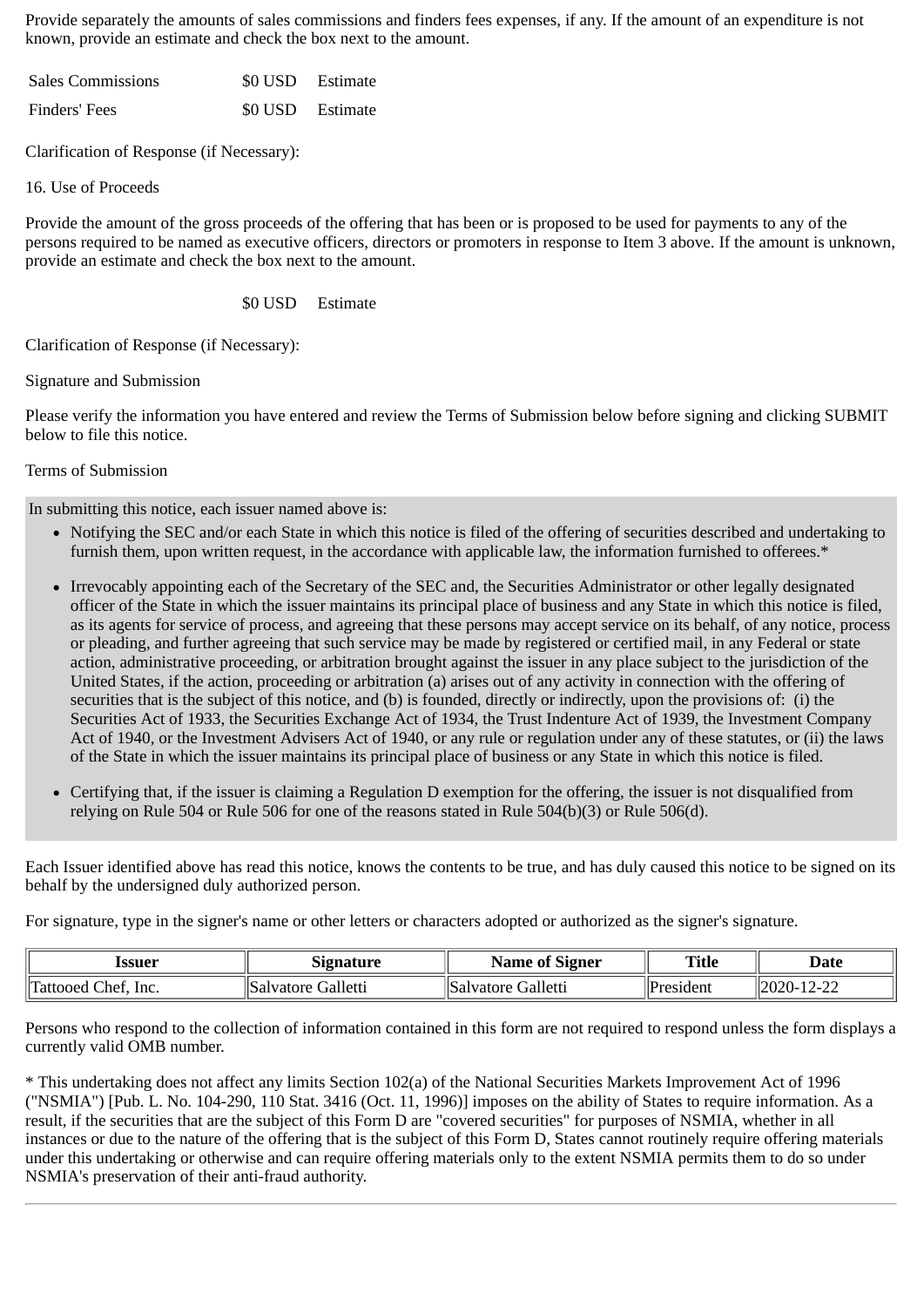Provide separately the amounts of sales commissions and finders fees expenses, if any. If the amount of an expenditure is not known, provide an estimate and check the box next to the amount.

| | | |
|---|---|---|
| Sales Commissions | $0 USD | Estimate |
| Finders' Fees | $0 USD | Estimate |

Clarification of Response (if Necessary):

16. Use of Proceeds

Provide the amount of the gross proceeds of the offering that has been or is proposed to be used for payments to any of the persons required to be named as executive officers, directors or promoters in response to Item 3 above. If the amount is unknown, provide an estimate and check the box next to the amount.

$0 USD Estimate

Clarification of Response (if Necessary):

Signature and Submission

Please verify the information you have entered and review the Terms of Submission below before signing and clicking SUBMIT below to file this notice.

Terms of Submission

In submitting this notice, each issuer named above is:

- Notifying the SEC and/or each State in which this notice is filed of the offering of securities described and undertaking to furnish them, upon written request, in the accordance with applicable law, the information furnished to offerees.*
- Irrevocably appointing each of the Secretary of the SEC and, the Securities Administrator or other legally designated officer of the State in which the issuer maintains its principal place of business and any State in which this notice is filed, as its agents for service of process, and agreeing that these persons may accept service on its behalf, of any notice, process or pleading, and further agreeing that such service may be made by registered or certified mail, in any Federal or state action, administrative proceeding, or arbitration brought against the issuer in any place subject to the jurisdiction of the United States, if the action, proceeding or arbitration (a) arises out of any activity in connection with the offering of securities that is the subject of this notice, and (b) is founded, directly or indirectly, upon the provisions of: (i) the Securities Act of 1933, the Securities Exchange Act of 1934, the Trust Indenture Act of 1939, the Investment Company Act of 1940, or the Investment Advisers Act of 1940, or any rule or regulation under any of these statutes, or (ii) the laws of the State in which the issuer maintains its principal place of business or any State in which this notice is filed.
- Certifying that, if the issuer is claiming a Regulation D exemption for the offering, the issuer is not disqualified from relying on Rule 504 or Rule 506 for one of the reasons stated in Rule 504(b)(3) or Rule 506(d).

Each Issuer identified above has read this notice, knows the contents to be true, and has duly caused this notice to be signed on its behalf by the undersigned duly authorized person.

For signature, type in the signer's name or other letters or characters adopted or authorized as the signer's signature.

| Issuer | Signature | Name of Signer | Title | Date |
|---|---|---|---|---|
| Tattooed Chef, Inc. | Salvatore Galletti | Salvatore Galletti | President | 2020-12-22 |

Persons who respond to the collection of information contained in this form are not required to respond unless the form displays a currently valid OMB number.

* This undertaking does not affect any limits Section 102(a) of the National Securities Markets Improvement Act of 1996 ("NSMIA") [Pub. L. No. 104-290, 110 Stat. 3416 (Oct. 11, 1996)] imposes on the ability of States to require information. As a result, if the securities that are the subject of this Form D are "covered securities" for purposes of NSMIA, whether in all instances or due to the nature of the offering that is the subject of this Form D, States cannot routinely require offering materials under this undertaking or otherwise and can require offering materials only to the extent NSMIA permits them to do so under NSMIA's preservation of their anti-fraud authority.